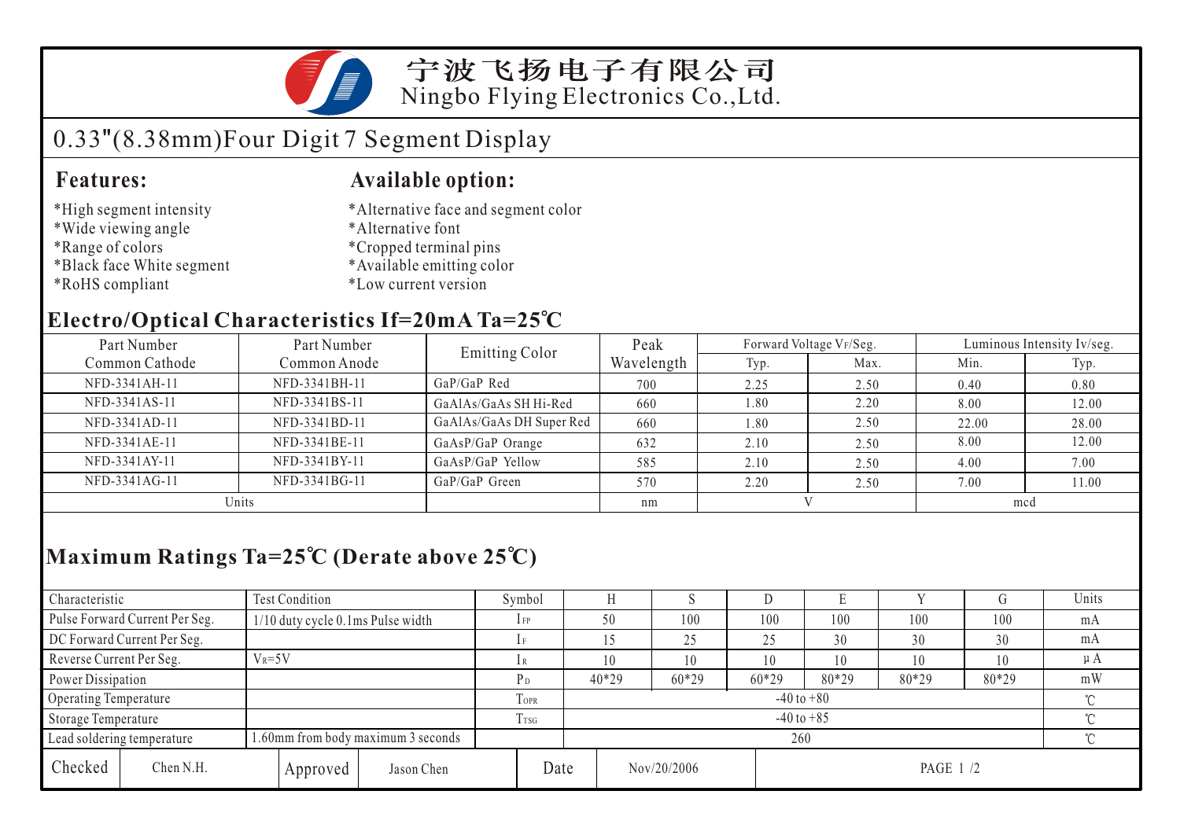宁波飞扬电子有限公司
Ningbo Flying Electronics Co.,Ltd.

# 0.33"(8.38mm)Four Digit 7 Segment Display

## Features:

*High segment intensity
*Wide viewing angle
*Range of colors
*Black face White segment
*RoHS compliant

## Available option:

*Alternative face and segment color
*Alternative font
*Cropped terminal pins
*Available emitting color
*Low current version

## Electro/Optical Characteristics If=20mA Ta=25℃

| Part Number Common Cathode | Part Number Common Anode | Emitting Color | Peak Wavelength | Forward Voltage $V_F$/Seg. | | Luminous Intensity Iv/seg. | |
|---|---|---|---|---|---|---|---|
| | | | | Typ. | Max. | Min. | Typ. |
| NFD-3341AH-11 | NFD-3341BH-11 | GaP/GaP Red | 700 | 2.25 | 2.50 | 0.40 | 0.80 |
| NFD-3341AS-11 | NFD-3341BS-11 | GaAlAs/GaAs SH Hi-Red | 660 | 1.80 | 2.20 | 8.00 | 12.00 |
| NFD-3341AD-11 | NFD-3341BD-11 | GaAlAs/GaAs DH Super Red | 660 | 1.80 | 2.50 | 22.00 | 28.00 |
| NFD-3341AE-11 | NFD-3341BE-11 | GaAsP/GaP Orange | 632 | 2.10 | 2.50 | 8.00 | 12.00 |
| NFD-3341AY-11 | NFD-3341BY-11 | GaAsP/GaP Yellow | 585 | 2.10 | 2.50 | 4.00 | 7.00 |
| NFD-3341AG-11 | NFD-3341BG-11 | GaP/GaP Green | 570 | 2.20 | 2.50 | 7.00 | 11.00 |
| Units | | | nm | V | | mcd | |

## Maximum Ratings Ta=25℃ (Derate above 25℃)

| Characteristic | Test Condition | Symbol | H | S | D | E | Y | G | Units |
|---|---|---|---|---|---|---|---|---|---|
| Pulse Forward Current Per Seg. | 1/10 duty cycle 0.1ms Pulse width | $I_{FP}$ | 50 | 100 | 100 | 100 | 100 | 100 | mA |
| DC Forward Current Per Seg. | | $I_F$ | 15 | 25 | 25 | 30 | 30 | 30 | mA |
| Reverse Current Per Seg. | $V_R$=5V | $I_R$ | 10 | 10 | 10 | 10 | 10 | 10 | μA |
| Power Dissipation | | $P_D$ | 40*29 | 60*29 | 60*29 | 80*29 | 80*29 | 80*29 | mW |
| Operating Temperature | | $T_{OPR}$ | -40 to +80 | | | | | | ℃ |
| Storage Temperature | | $T_{TSG}$ | -40 to +85 | | | | | | ℃ |
| Lead soldering temperature | 1.60mm from body maximum 3 seconds | | 260 | | | | | | ℃ |

| Checked | Chen N.H. | Approved | Jason Chen | Date | Nov/20/2006 |
|---|---|---|---|---|---|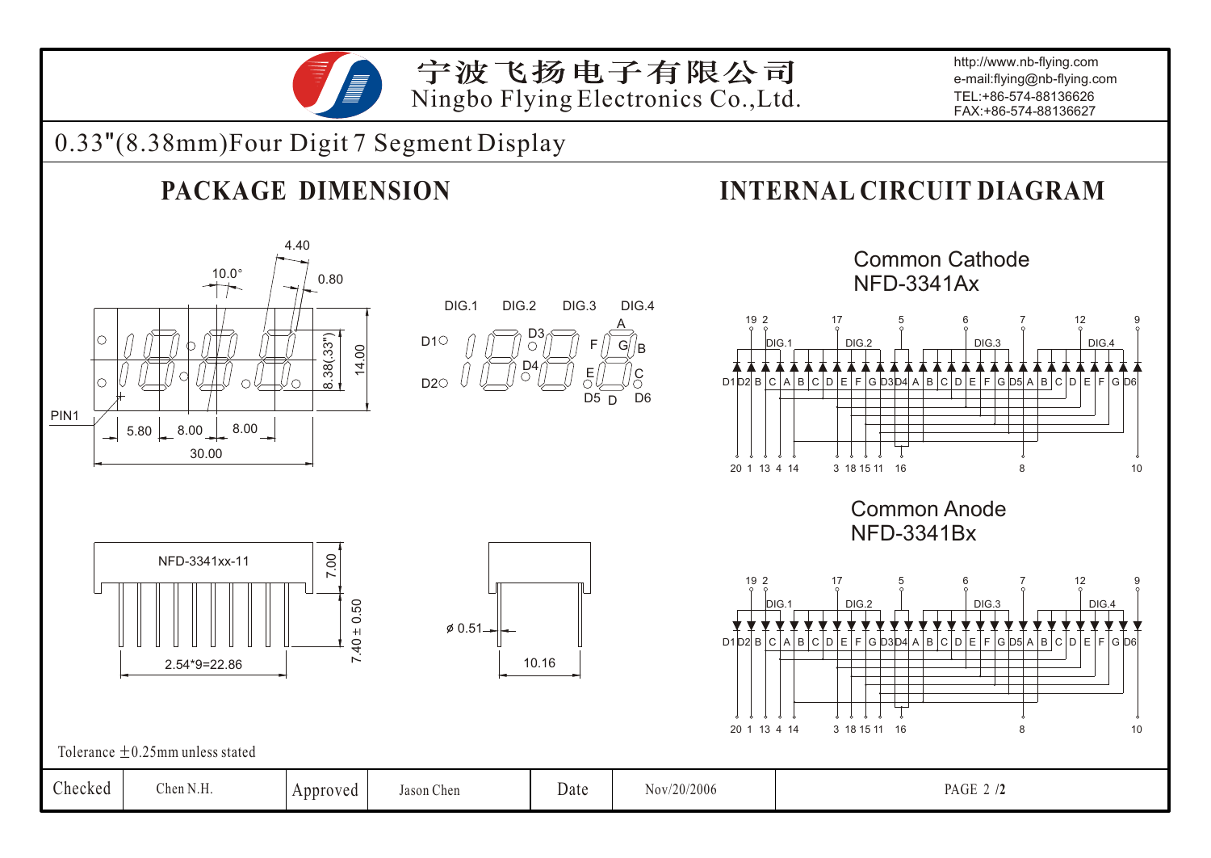宁波飞扬电子有限公司
Ningbo Flying Electronics Co.,Ltd.

http://www.nb-flying.com
e-mail:flying@nb-flying.com
TEL:+86-574-88136626
FAX:+86-574-88136627

# 0.33"(8.38mm)Four Digit 7 Segment Display

## PACKAGE DIMENSION

4.40
10.0°
0.80
8.38(.33")
14.00
PIN1
5.80
8.00
8.00
30.00

DIG.1 DIG.2 DIG.3 DIG.4
D1 D2 D3 D4 D5 D6
A B C D E F G

NFD-3341xx-11
7.00
7.40 ± 0.50
2.54*9=22.86
ø 0.51
10.16

## INTERNAL CIRCUIT DIAGRAM

### Common Cathode
### NFD-3341Ax

19 2 17 5 6 7 12 9
DIG.1 DIG.2 DIG.3 DIG.4
D1 D2 B C A B C D E F G D3 D4 A B C D E F G D5 A B C D E F G D6
20 1 13 4 14 3 18 15 11 16 8 10

### Common Anode
### NFD-3341Bx

19 2 17 5 6 7 12 9
DIG.1 DIG.2 DIG.3 DIG.4
D1 D2 B C A B C D E F G D3 D4 A B C D E F G D5 A B C D E F G D6
20 1 13 4 14 3 18 15 11 16 8 10

Tolerance ±0.25mm unless stated

| Checked | Chen N.H. | Approved | Jason Chen | Date | Nov/20/2006 | PAGE 2 /2 |
|---|---|---|---|---|---|---|